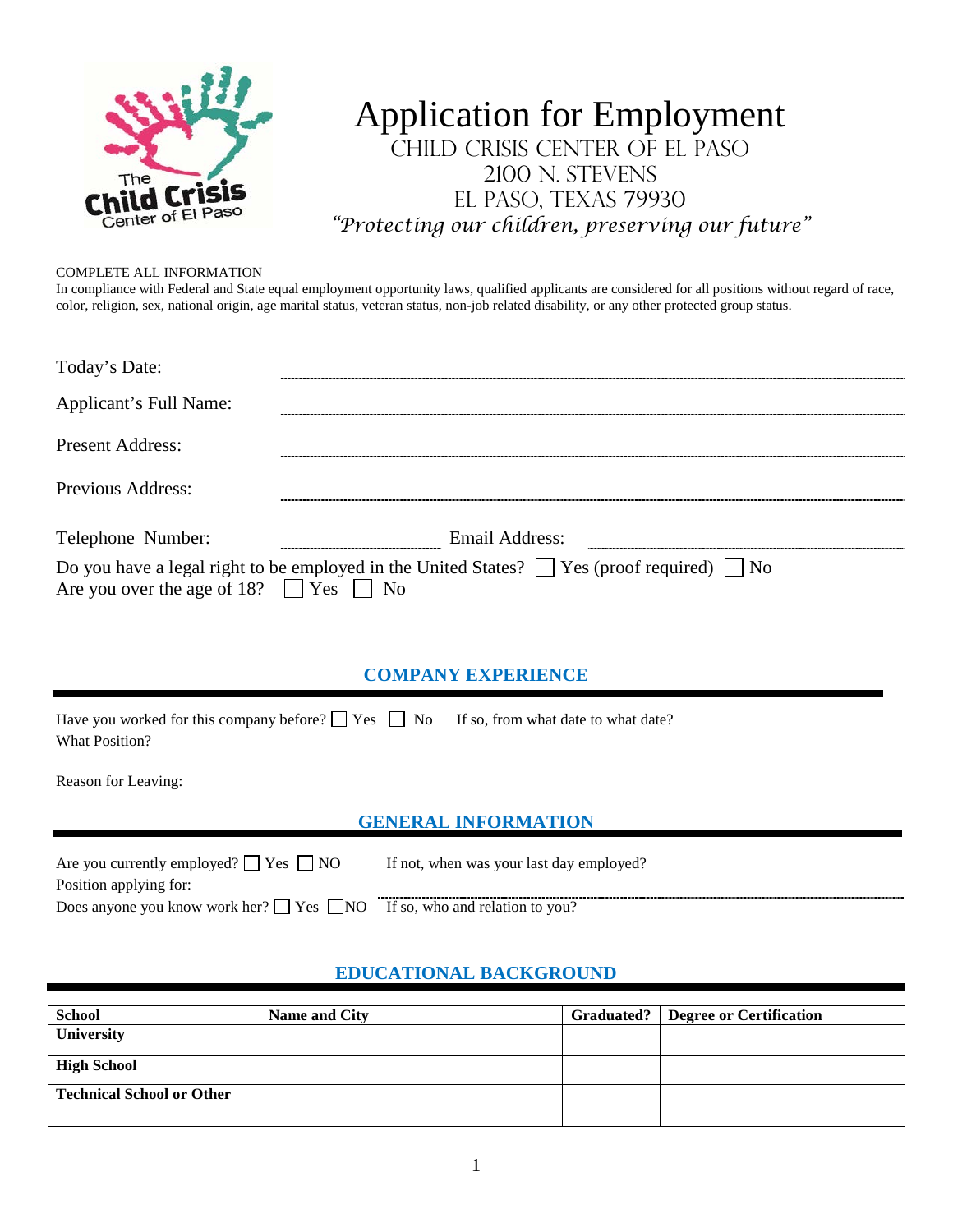# Application for Employment

CHILD CRISIS CENTER OF EL PASO
2100 N. STEVENS
EL PASO, TEXAS 79930
*"Protecting our children, preserving our future"*

COMPLETE ALL INFORMATION

In compliance with Federal and State equal employment opportunity laws, qualified applicants are considered for all positions without regard of race, color, religion, sex, national origin, age marital status, veteran status, non-job related disability, or any other protected group status.

Today's Date: ______________________________

Applicant's Full Name: ______________________________

Present Address: ______________________________

Previous Address: ______________________________

Telephone Number: ______________ Email Address: ______________________________

Do you have a legal right to be employed in the United States? ☐ Yes (proof required) ☐ No

Are you over the age of 18? ☐ Yes ☐ No

## COMPANY EXPERIENCE

Have you worked for this company before? ☐ Yes ☐ No If so, from what date to what date?

What Position?

Reason for Leaving:

## GENERAL INFORMATION

Are you currently employed? ☐ Yes ☐ NO If not, when was your last day employed?

Position applying for: ______________________________

Does anyone you know work her? ☐ Yes ☐ NO If so, who and relation to you?

## EDUCATIONAL BACKGROUND

| School | Name and City | Graduated? | Degree or Certification |
|---|---|---|---|
| **University** | | | |
| **High School** | | | |
| **Technical School or Other** | | | |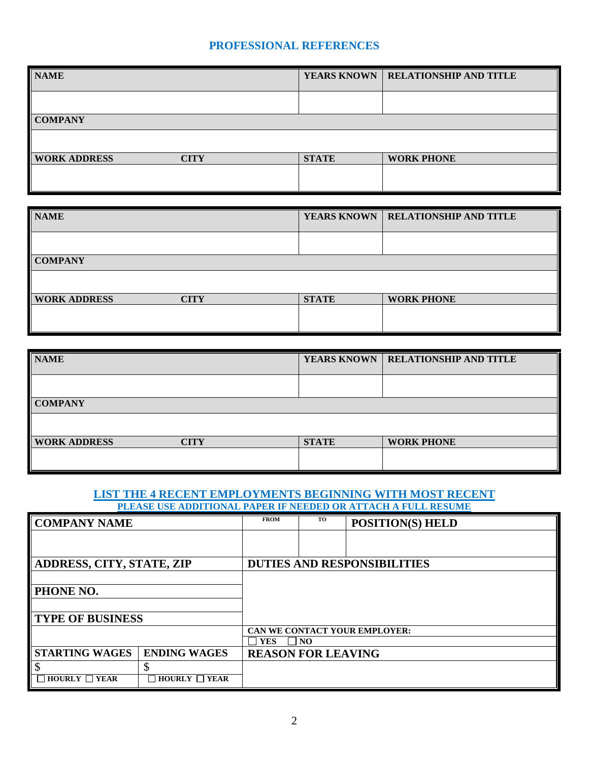## PROFESSIONAL REFERENCES

| NAME | | YEARS KNOWN | RELATIONSHIP AND TITLE |
|---|---|---|---|
| | | | |
| **COMPANY** | | | |
| | | | |
| **WORK ADDRESS** | **CITY** | **STATE** | **WORK PHONE** |
| | | | |

| NAME | | YEARS KNOWN | RELATIONSHIP AND TITLE |
|---|---|---|---|
| | | | |
| **COMPANY** | | | |
| | | | |
| **WORK ADDRESS** | **CITY** | **STATE** | **WORK PHONE** |
| | | | |

| NAME | | YEARS KNOWN | RELATIONSHIP AND TITLE |
|---|---|---|---|
| | | | |
| **COMPANY** | | | |
| | | | |
| **WORK ADDRESS** | **CITY** | **STATE** | **WORK PHONE** |
| | | | |

## LIST THE 4 RECENT EMPLOYMENTS BEGINNING WITH MOST RECENT

**PLEASE USE ADDITIONAL PAPER IF NEEDED OR ATTACH A FULL RESUME**

| COMPANY NAME | | FROM | TO | POSITION(S) HELD |
|---|---|---|---|---|
| | | | | |
| **ADDRESS, CITY, STATE, ZIP** | | **DUTIES AND RESPONSIBILITIES** | | |
| | | | | |
| **PHONE NO.** | | | | |
| | | | | |
| **TYPE OF BUSINESS** | | | | |
| | | **CAN WE CONTACT YOUR EMPLOYER:** ☐ YES ☐ NO | | |
| **STARTING WAGES** | **ENDING WAGES** | **REASON FOR LEAVING** | | |
| $ | $ | | | |
| ☐ HOURLY ☐ YEAR | ☐ HOURLY ☐ YEAR | | | |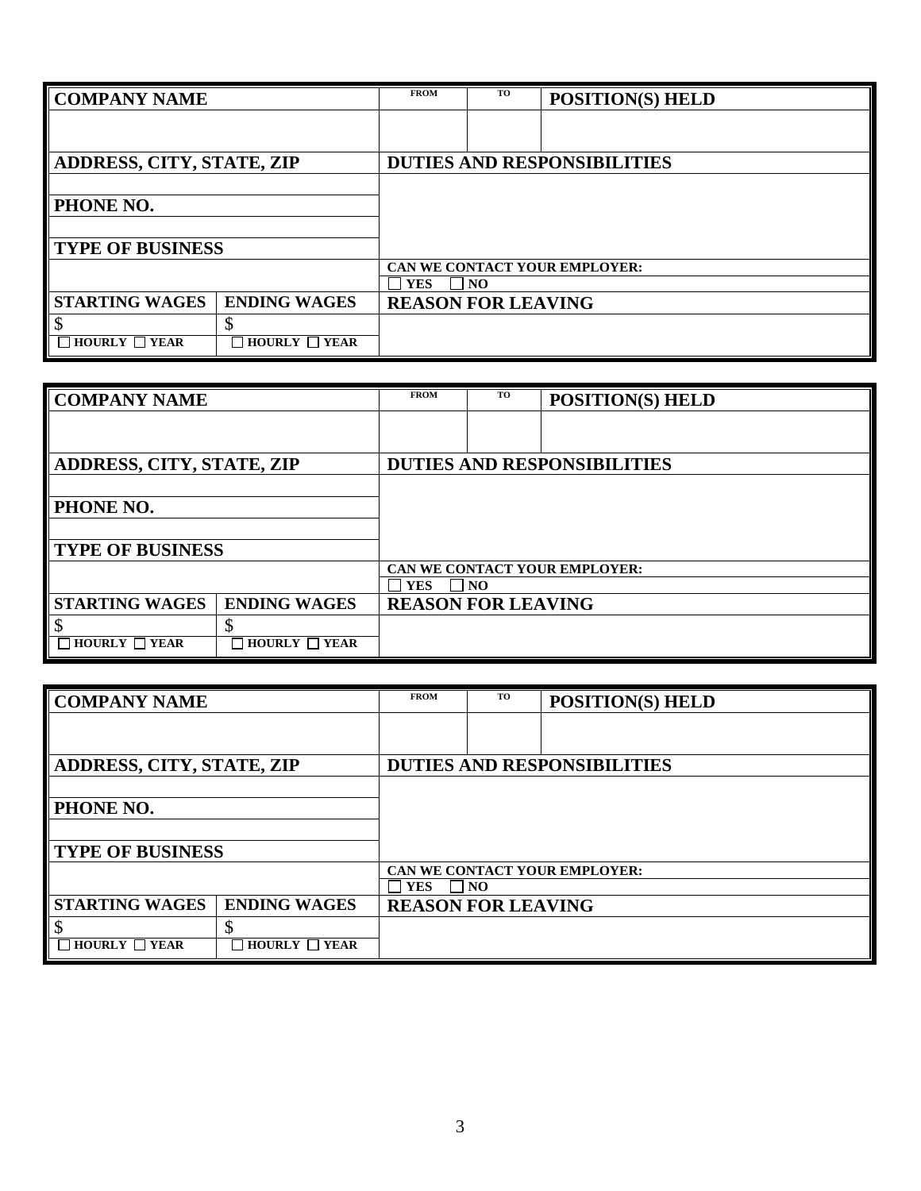| COMPANY NAME | | FROM | TO | POSITION(S) HELD |
|---|---|---|---|---|
| | | | | |
| ADDRESS, CITY, STATE, ZIP | | DUTIES AND RESPONSIBILITIES | | |
| | | | | |
| PHONE NO. | | | | |
| | | | | |
| TYPE OF BUSINESS | | | | |
| | | CAN WE CONTACT YOUR EMPLOYER: | | |
| | | ☐ YES ☐ NO | | |
| STARTING WAGES | ENDING WAGES | REASON FOR LEAVING | | |
| $ | $ | | | |
| ☐ HOURLY ☐ YEAR | ☐ HOURLY ☐ YEAR | | | |

| COMPANY NAME | | FROM | TO | POSITION(S) HELD |
|---|---|---|---|---|
| | | | | |
| ADDRESS, CITY, STATE, ZIP | | DUTIES AND RESPONSIBILITIES | | |
| | | | | |
| PHONE NO. | | | | |
| | | | | |
| TYPE OF BUSINESS | | | | |
| | | CAN WE CONTACT YOUR EMPLOYER: | | |
| | | ☐ YES ☐ NO | | |
| STARTING WAGES | ENDING WAGES | REASON FOR LEAVING | | |
| $ | $ | | | |
| ☐ HOURLY ☐ YEAR | ☐ HOURLY ☐ YEAR | | | |

| COMPANY NAME | | FROM | TO | POSITION(S) HELD |
|---|---|---|---|---|
| | | | | |
| ADDRESS, CITY, STATE, ZIP | | DUTIES AND RESPONSIBILITIES | | |
| | | | | |
| PHONE NO. | | | | |
| | | | | |
| TYPE OF BUSINESS | | | | |
| | | CAN WE CONTACT YOUR EMPLOYER: | | |
| | | ☐ YES ☐ NO | | |
| STARTING WAGES | ENDING WAGES | REASON FOR LEAVING | | |
| $ | $ | | | |
| ☐ HOURLY ☐ YEAR | ☐ HOURLY ☐ YEAR | | | |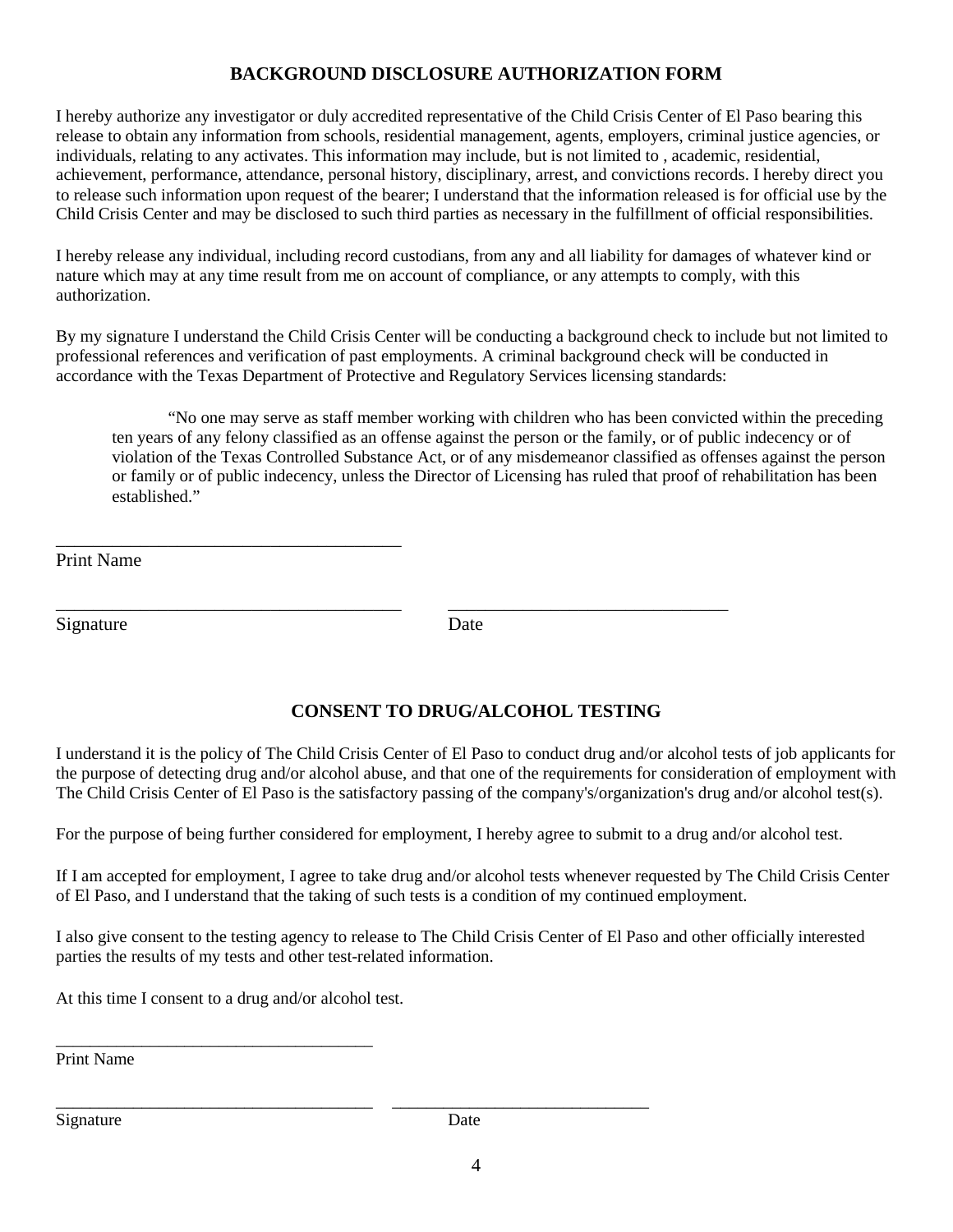## BACKGROUND DISCLOSURE AUTHORIZATION FORM

I hereby authorize any investigator or duly accredited representative of the Child Crisis Center of El Paso bearing this release to obtain any information from schools, residential management, agents, employers, criminal justice agencies, or individuals, relating to any activates. This information may include, but is not limited to , academic, residential, achievement, performance, attendance, personal history, disciplinary, arrest, and convictions records. I hereby direct you to release such information upon request of the bearer; I understand that the information released is for official use by the Child Crisis Center and may be disclosed to such third parties as necessary in the fulfillment of official responsibilities.

I hereby release any individual, including record custodians, from any and all liability for damages of whatever kind or nature which may at any time result from me on account of compliance, or any attempts to comply, with this authorization.

By my signature I understand the Child Crisis Center will be conducting a background check to include but not limited to professional references and verification of past employments. A criminal background check will be conducted in accordance with the Texas Department of Protective and Regulatory Services licensing standards:

> "No one may serve as staff member working with children who has been convicted within the preceding ten years of any felony classified as an offense against the person or the family, or of public indecency or of violation of the Texas Controlled Substance Act, or of any misdemeanor classified as offenses against the person or family or of public indecency, unless the Director of Licensing has ruled that proof of rehabilitation has been established."

_______________________________________
Print Name

_______________________________________ _______________________________
Signature Date

## CONSENT TO DRUG/ALCOHOL TESTING

I understand it is the policy of The Child Crisis Center of El Paso to conduct drug and/or alcohol tests of job applicants for the purpose of detecting drug and/or alcohol abuse, and that one of the requirements for consideration of employment with The Child Crisis Center of El Paso is the satisfactory passing of the company's/organization's drug and/or alcohol test(s).

For the purpose of being further considered for employment, I hereby agree to submit to a drug and/or alcohol test.

If I am accepted for employment, I agree to take drug and/or alcohol tests whenever requested by The Child Crisis Center of El Paso, and I understand that the taking of such tests is a condition of my continued employment.

I also give consent to the testing agency to release to The Child Crisis Center of El Paso and other officially interested parties the results of my tests and other test-related information.

At this time I consent to a drug and/or alcohol test.

_____________________________________
Print Name

_____________________________________ ______________________________
Signature Date